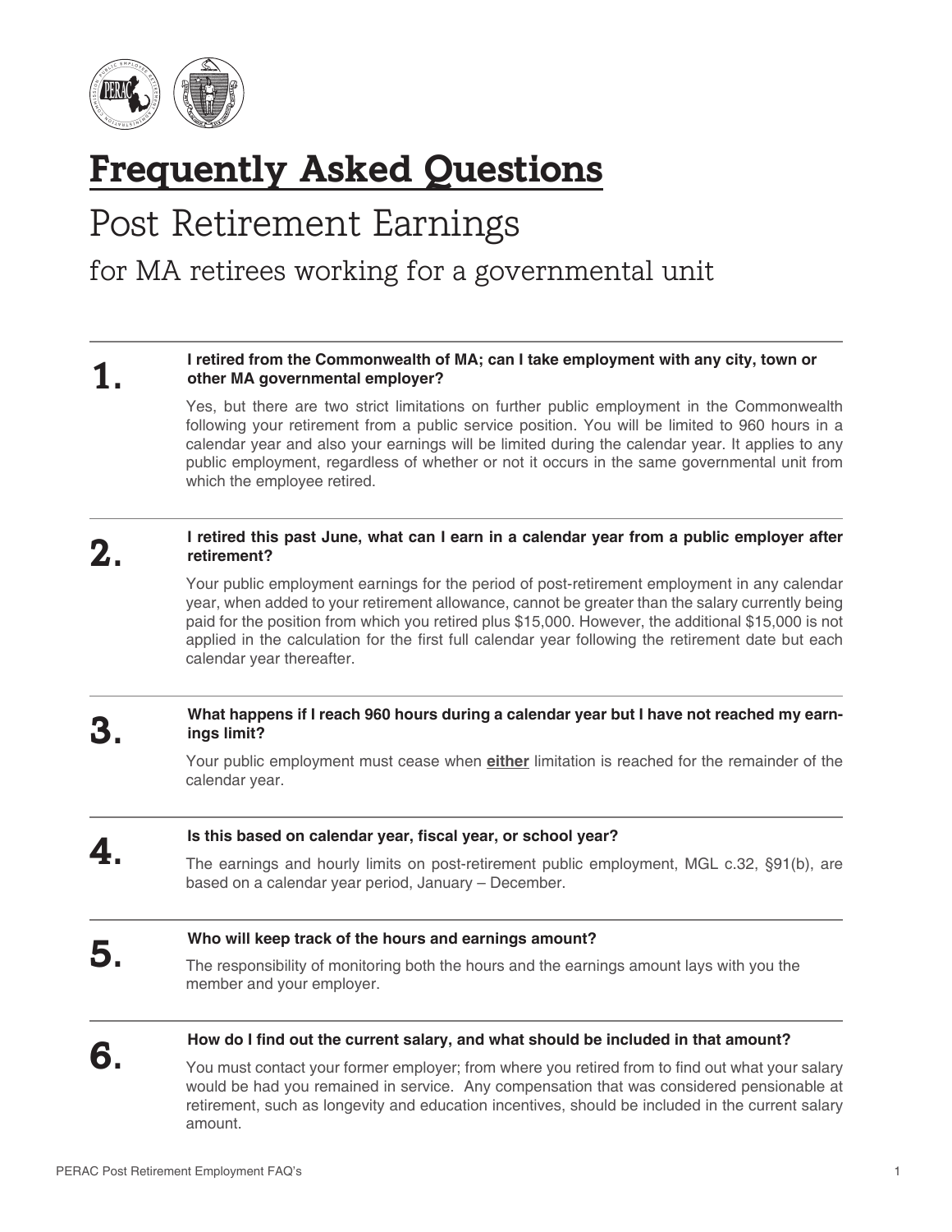# Frequently Asked Questions

## Post Retirement Earnings

### for MA retirees working for a governmental unit

---

**1. I retired from the Commonwealth of MA; can I take employment with any city, town or other MA governmental employer?**

Yes, but there are two strict limitations on further public employment in the Commonwealth following your retirement from a public service position. You will be limited to 960 hours in a calendar year and also your earnings will be limited during the calendar year. It applies to any public employment, regardless of whether or not it occurs in the same governmental unit from which the employee retired.

---

**2. I retired this past June, what can I earn in a calendar year from a public employer after retirement?**

Your public employment earnings for the period of post-retirement employment in any calendar year, when added to your retirement allowance, cannot be greater than the salary currently being paid for the position from which you retired plus $15,000. However, the additional $15,000 is not applied in the calculation for the first full calendar year following the retirement date but each calendar year thereafter.

---

**3. What happens if I reach 960 hours during a calendar year but I have not reached my earnings limit?**

Your public employment must cease when **either** limitation is reached for the remainder of the calendar year.

---

**4. Is this based on calendar year, fiscal year, or school year?**

The earnings and hourly limits on post-retirement public employment, MGL c.32, §91(b), are based on a calendar year period, January – December.

---

**5. Who will keep track of the hours and earnings amount?**

The responsibility of monitoring both the hours and the earnings amount lays with you the member and your employer.

---

**6. How do I find out the current salary, and what should be included in that amount?**

You must contact your former employer; from where you retired from to find out what your salary would be had you remained in service. Any compensation that was considered pensionable at retirement, such as longevity and education incentives, should be included in the current salary amount.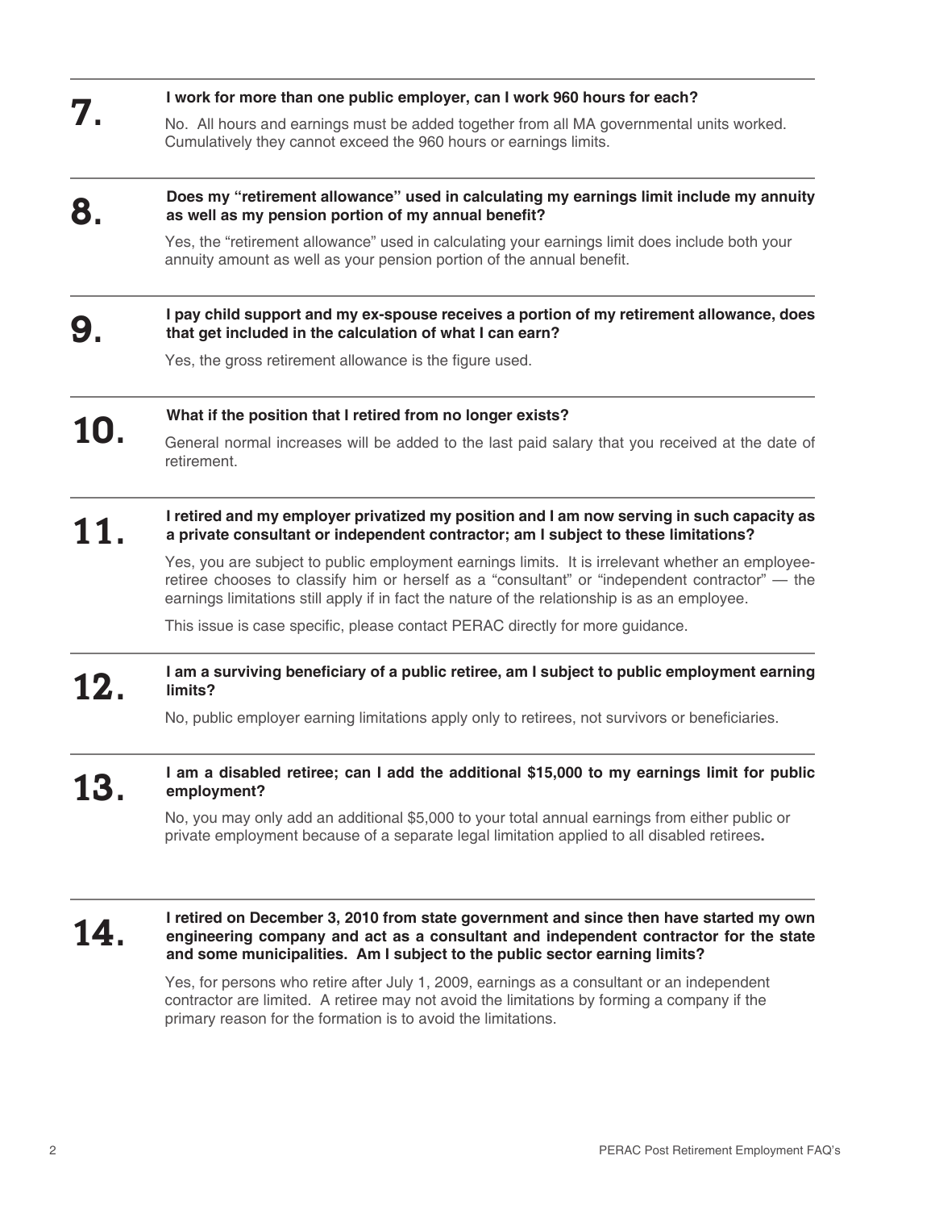**7.** **I work for more than one public employer, can I work 960 hours for each?**

No. All hours and earnings must be added together from all MA governmental units worked. Cumulatively they cannot exceed the 960 hours or earnings limits.

**8.** **Does my "retirement allowance" used in calculating my earnings limit include my annuity as well as my pension portion of my annual benefit?**

Yes, the "retirement allowance" used in calculating your earnings limit does include both your annuity amount as well as your pension portion of the annual benefit.

**9.** **I pay child support and my ex-spouse receives a portion of my retirement allowance, does that get included in the calculation of what I can earn?**

Yes, the gross retirement allowance is the figure used.

**10.** **What if the position that I retired from no longer exists?**

General normal increases will be added to the last paid salary that you received at the date of retirement.

**11.** **I retired and my employer privatized my position and I am now serving in such capacity as a private consultant or independent contractor; am I subject to these limitations?**

Yes, you are subject to public employment earnings limits. It is irrelevant whether an employee-retiree chooses to classify him or herself as a "consultant" or "independent contractor" — the earnings limitations still apply if in fact the nature of the relationship is as an employee.

This issue is case specific, please contact PERAC directly for more guidance.

**12.** **I am a surviving beneficiary of a public retiree, am I subject to public employment earning limits?**

No, public employer earning limitations apply only to retirees, not survivors or beneficiaries.

**13.** **I am a disabled retiree; can I add the additional $15,000 to my earnings limit for public employment?**

No, you may only add an additional $5,000 to your total annual earnings from either public or private employment because of a separate legal limitation applied to all disabled retirees**.**

**14.** **I retired on December 3, 2010 from state government and since then have started my own engineering company and act as a consultant and independent contractor for the state and some municipalities. Am I subject to the public sector earning limits?**

Yes, for persons who retire after July 1, 2009, earnings as a consultant or an independent contractor are limited. A retiree may not avoid the limitations by forming a company if the primary reason for the formation is to avoid the limitations.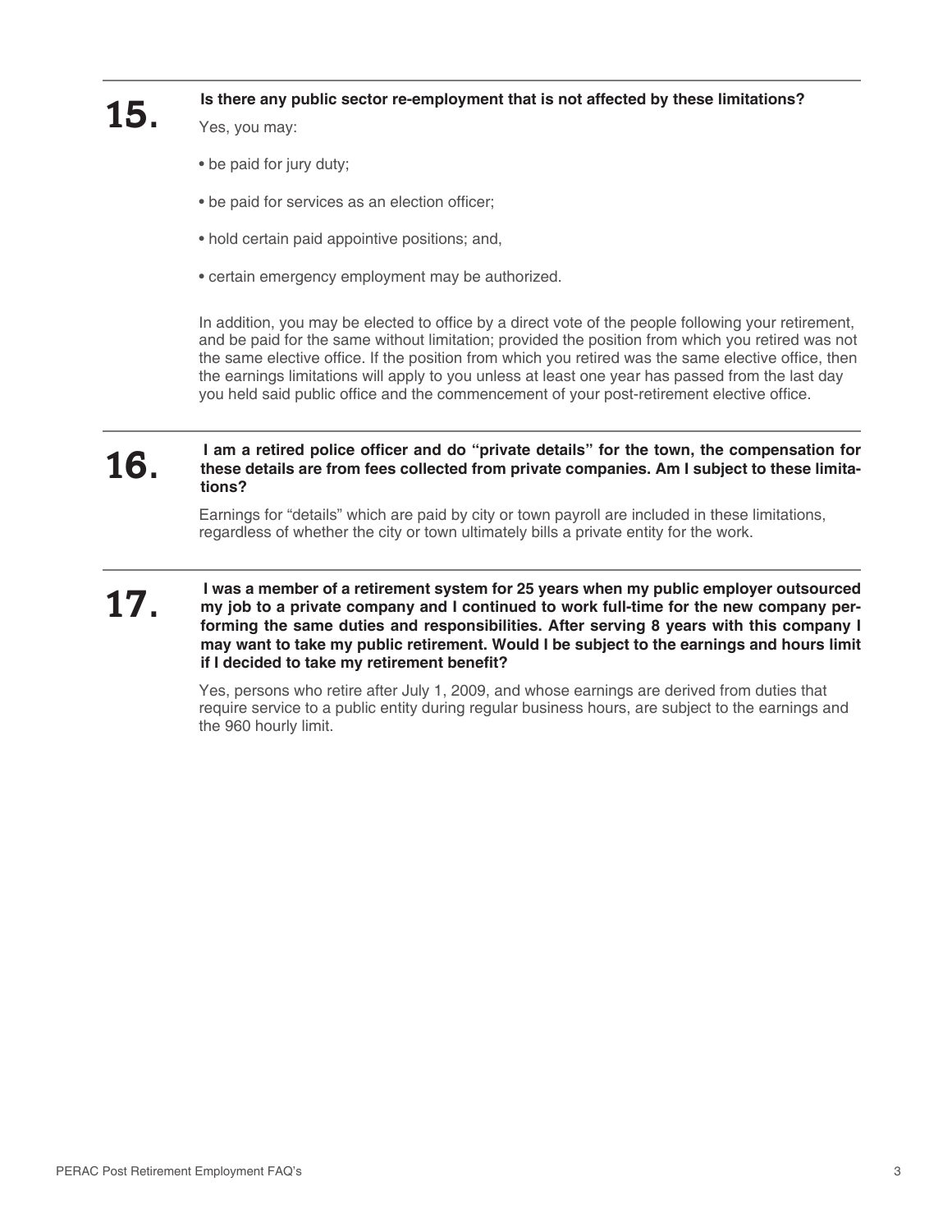## 15. Is there any public sector re-employment that is not affected by these limitations?

Yes, you may:

- be paid for jury duty;
- be paid for services as an election officer;
- hold certain paid appointive positions; and,
- certain emergency employment may be authorized.

In addition, you may be elected to office by a direct vote of the people following your retirement, and be paid for the same without limitation; provided the position from which you retired was not the same elective office. If the position from which you retired was the same elective office, then the earnings limitations will apply to you unless at least one year has passed from the last day you held said public office and the commencement of your post-retirement elective office.

## 16. I am a retired police officer and do "private details" for the town, the compensation for these details are from fees collected from private companies. Am I subject to these limitations?

Earnings for "details" which are paid by city or town payroll are included in these limitations, regardless of whether the city or town ultimately bills a private entity for the work.

## 17. I was a member of a retirement system for 25 years when my public employer outsourced my job to a private company and I continued to work full-time for the new company performing the same duties and responsibilities. After serving 8 years with this company I may want to take my public retirement. Would I be subject to the earnings and hours limit if I decided to take my retirement benefit?

Yes, persons who retire after July 1, 2009, and whose earnings are derived from duties that require service to a public entity during regular business hours, are subject to the earnings and the 960 hourly limit.